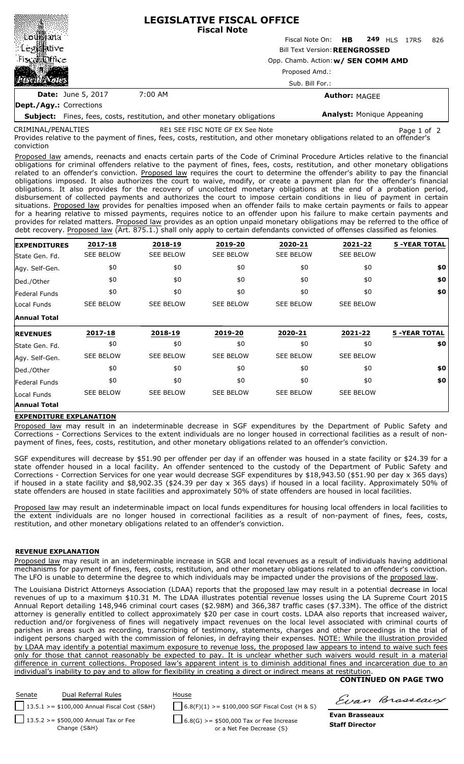# LEGISLATIVE FISCAL OFFICE
## Fiscal Note

Fiscal Note On: **HB 249** HLS 17RS 826

Bill Text Version: **REENGROSSED**

Opp. Chamb. Action: **w/ SEN COMM AMD**

Proposed Amd.:

Sub. Bill For.:

**Date:** June 5, 2017 7:00 AM

**Author:** MAGEE

**Dept./Agy.:** Corrections

**Subject:** Fines, fees, costs, restitution, and other monetary obligations

**Analyst:** Monique Appeaning

CRIMINAL/PENALTIES RE1 SEE FISC NOTE GF EX See Note

Provides relative to the payment of fines, fees, costs, restitution, and other monetary obligations related to an offender's conviction

Proposed law amends, reenacts and enacts certain parts of the Code of Criminal Procedure Articles relative to the financial obligations for criminal offenders relative to the payment of fines, fees, costs, restitution, and other monetary obligations related to an offender's conviction. Proposed law requires the court to determine the offender's ability to pay the financial obligations imposed. It also authorizes the court to waive, modify, or create a payment plan for the offender's financial obligations. It also provides for the recovery of uncollected monetary obligations at the end of a probation period, disbursement of collected payments and authorizes the court to impose certain conditions in lieu of payment in certain situations. Proposed law provides for penalties imposed when an offender fails to make certain payments or fails to appear for a hearing relative to missed payments, requires notice to an offender upon his failure to make certain payments and provides for related matters. Proposed law provides as an option unpaid monetary obligations may be referred to the office of debt recovery. Proposed law (Art. 875.1.) shall only apply to certain defendants convicted of offenses classified as felonies.

| **EXPENDITURES** | 2017-18 | 2018-19 | 2019-20 | 2020-21 | 2021-22 | 5 -YEAR TOTAL |
|---|---|---|---|---|---|---|
| State Gen. Fd. | SEE BELOW | SEE BELOW | SEE BELOW | SEE BELOW | SEE BELOW | |
| Agy. Self-Gen. | $0 | $0 | $0 | $0 | $0 | **$0** |
| Ded./Other | $0 | $0 | $0 | $0 | $0 | **$0** |
| Federal Funds | $0 | $0 | $0 | $0 | $0 | **$0** |
| Local Funds | SEE BELOW | SEE BELOW | SEE BELOW | SEE BELOW | SEE BELOW | |
| **Annual Total** | | | | | | |

| **REVENUES** | 2017-18 | 2018-19 | 2019-20 | 2020-21 | 2021-22 | 5 -YEAR TOTAL |
|---|---|---|---|---|---|---|
| State Gen. Fd. | $0 | $0 | $0 | $0 | $0 | **$0** |
| Agy. Self-Gen. | SEE BELOW | SEE BELOW | SEE BELOW | SEE BELOW | SEE BELOW | |
| Ded./Other | $0 | $0 | $0 | $0 | $0 | **$0** |
| Federal Funds | $0 | $0 | $0 | $0 | $0 | **$0** |
| Local Funds | SEE BELOW | SEE BELOW | SEE BELOW | SEE BELOW | SEE BELOW | |
| **Annual Total** | | | | | | |

**EXPENDITURE EXPLANATION**

Proposed law may result in an indeterminable decrease in SGF expenditures by the Department of Public Safety and Corrections - Corrections Services to the extent individuals are no longer housed in correctional facilities as a result of non-payment of fines, fees, costs, restitution, and other monetary obligations related to an offender's conviction.

SGF expenditures will decrease by $51.90 per offender per day if an offender was housed in a state facility or $24.39 for a state offender housed in a local facility. An offender sentenced to the custody of the Department of Public Safety and Corrections - Correction Services for one year would decrease SGF expenditures by $18,943.50 ($51.90 per day x 365 days) if housed in a state facility and $8,902.35 ($24.39 per day x 365 days) if housed in a local facility. Approximately 50% of state offenders are housed in state facilities and approximately 50% of state offenders are housed in local facilities.

Proposed law may result an indeterminable impact on local funds expenditures for housing local offenders in local facilities to the extent individuals are no longer housed in correctional facilities as a result of non-payment of fines, fees, costs, restitution, and other monetary obligations related to an offender's conviction.

**REVENUE EXPLANATION**

Proposed law may result in an indeterminable increase in SGR and local revenues as a result of individuals having additional mechanisms for payment of fines, fees, costs, restitution, and other monetary obligations related to an offender's conviction. The LFO is unable to determine the degree to which individuals may be impacted under the provisions of the proposed law.

The Louisiana District Attorneys Association (LDAA) reports that the proposed law may result in a potential decrease in local revenues of up to a maximum $10.31 M. The LDAA illustrates potential revenue losses using the LA Supreme Court 2015 Annual Report detailing 148,946 criminal court cases ($2.98M) and 366,387 traffic cases ($7.33M). The office of the district attorney is generally entitled to collect approximately $20 per case in court costs. LDAA also reports that increased waiver, reduction and/or forgiveness of fines will negatively impact revenues on the local level associated with criminal courts of parishes in areas such as recording, transcribing of testimony, statements, charges and other proceedings in the trial of indigent persons charged with the commission of felonies, in defraying their expenses. NOTE: While the illustration provided by LDAA may identify a potential maximum exposure to revenue loss, the proposed law appears to intend to waive such fees only for those that cannot reasonably be expected to pay. It is unclear whether such waivers would result in a material difference in current collections. Proposed law's apparent intent is to diminish additional fines and incarceration due to an individual's inability to pay and to allow for flexibility in creating a direct or indirect means at restitution.

**CONTINUED ON PAGE TWO**

| Senate | Dual Referral Rules | House |
|---|---|---|
| | 13.5.1 >= $100,000 Annual Fiscal Cost {S&H} | 6.8(F)(1) >= $100,000 SGF Fiscal Cost {H & S} |
| | 13.5.2 >= $500,000 Annual Tax or Fee Change {S&H} | 6.8(G) >= $500,000 Tax or Fee Increase or a Net Fee Decrease {S} |

Evan Brasseaux

**Evan Brasseaux**
**Staff Director**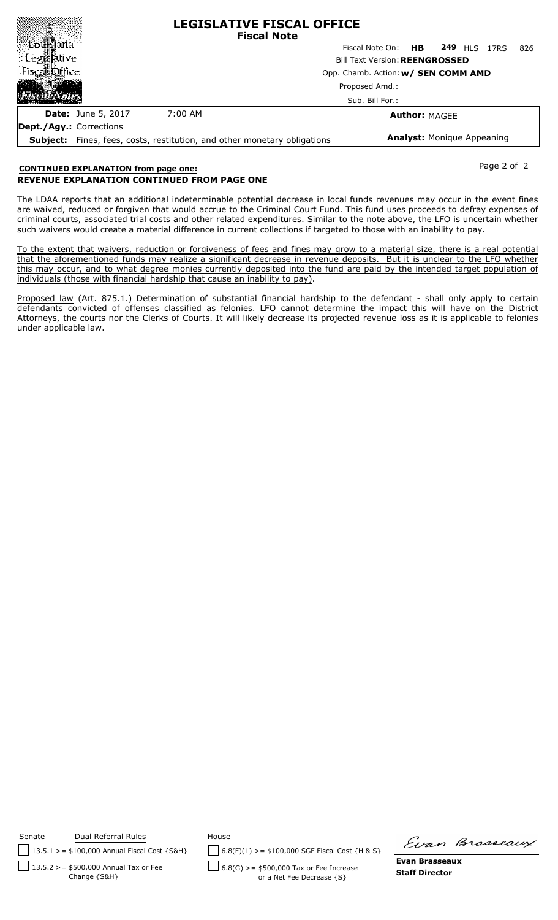# LEGISLATIVE FISCAL OFFICE
**Fiscal Note**

Fiscal Note On: **HB 249** HLS 17RS 826

Bill Text Version: **REENGROSSED**

Opp. Chamb. Action: **w/ SEN COMM AMD**

Proposed Amd.:

Sub. Bill For.:

**Date:** June 5, 2017 7:00 AM

**Author:** MAGEE

**Dept./Agy.:** Corrections

**Subject:** Fines, fees, costs, restitution, and other monetary obligations

**Analyst:** Monique Appeaning

**CONTINUED EXPLANATION from page one:**

**REVENUE EXPLANATION CONTINUED FROM PAGE ONE**

The LDAA reports that an additional indeterminable potential decrease in local funds revenues may occur in the event fines are waived, reduced or forgiven that would accrue to the Criminal Court Fund. This fund uses proceeds to defray expenses of criminal courts, associated trial costs and other related expenditures. Similar to the note above, the LFO is uncertain whether such waivers would create a material difference in current collections if targeted to those with an inability to pay.

To the extent that waivers, reduction or forgiveness of fees and fines may grow to a material size, there is a real potential that the aforementioned funds may realize a significant decrease in revenue deposits. But it is unclear to the LFO whether this may occur, and to what degree monies currently deposited into the fund are paid by the intended target population of individuals (those with financial hardship that cause an inability to pay).

Proposed law (Art. 875.1.) Determination of substantial financial hardship to the defendant - shall only apply to certain defendants convicted of offenses classified as felonies. LFO cannot determine the impact this will have on the District Attorneys, the courts nor the Clerks of Courts. It will likely decrease its projected revenue loss as it is applicable to felonies under applicable law.

Senate — Dual Referral Rules

☐ 13.5.1 >= $100,000 Annual Fiscal Cost {S&H}

☐ 13.5.2 >= $500,000 Annual Tax or Fee Change {S&H}

House

☐ 6.8(F)(1) >= $100,000 SGF Fiscal Cost {H & S}

☐ 6.8(G) >= $500,000 Tax or Fee Increase or a Net Fee Decrease {S}

**Evan Brasseaux**
**Staff Director**